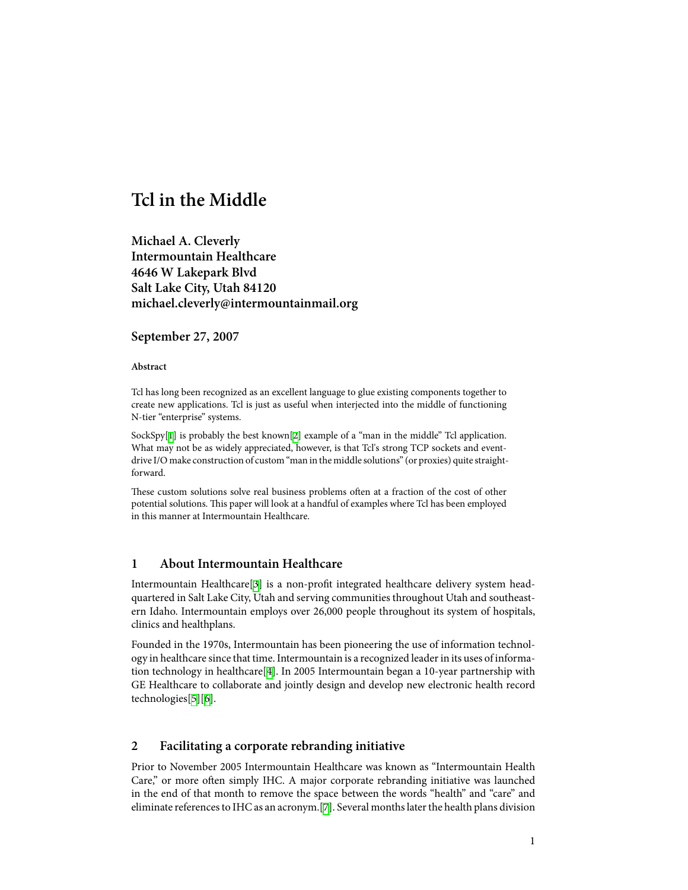# Tcl in the Middle

**Michael A. Cleverly**
**Intermountain Healthcare**
**4646 W Lakepark Blvd**
**Salt Lake City, Utah 84120**
**michael.cleverly@intermountainmail.org**

**September 27, 2007**

#### Abstract

Tcl has long been recognized as an excellent language to glue existing components together to create new applications. Tcl is just as useful when interjected into the middle of functioning N-tier "enterprise" systems.

SockSpy[1] is probably the best known[2] example of a "man in the middle" Tcl application. What may not be as widely appreciated, however, is that Tcl's strong TCP sockets and event-drive I/O make construction of custom "man in the middle solutions" (or proxies) quite straightforward.

These custom solutions solve real business problems often at a fraction of the cost of other potential solutions. This paper will look at a handful of examples where Tcl has been employed in this manner at Intermountain Healthcare.

## 1 About Intermountain Healthcare

Intermountain Healthcare[3] is a non-profit integrated healthcare delivery system headquartered in Salt Lake City, Utah and serving communities throughout Utah and southeastern Idaho. Intermountain employs over 26,000 people throughout its system of hospitals, clinics and healthplans.

Founded in the 1970s, Intermountain has been pioneering the use of information technology in healthcare since that time. Intermountain is a recognized leader in its uses of information technology in healthcare[4]. In 2005 Intermountain began a 10-year partnership with GE Healthcare to collaborate and jointly design and develop new electronic health record technologies[5][6].

## 2 Facilitating a corporate rebranding initiative

Prior to November 2005 Intermountain Healthcare was known as "Intermountain Health Care," or more often simply IHC. A major corporate rebranding initiative was launched in the end of that month to remove the space between the words "health" and "care" and eliminate references to IHC as an acronym.[7]. Several months later the health plans division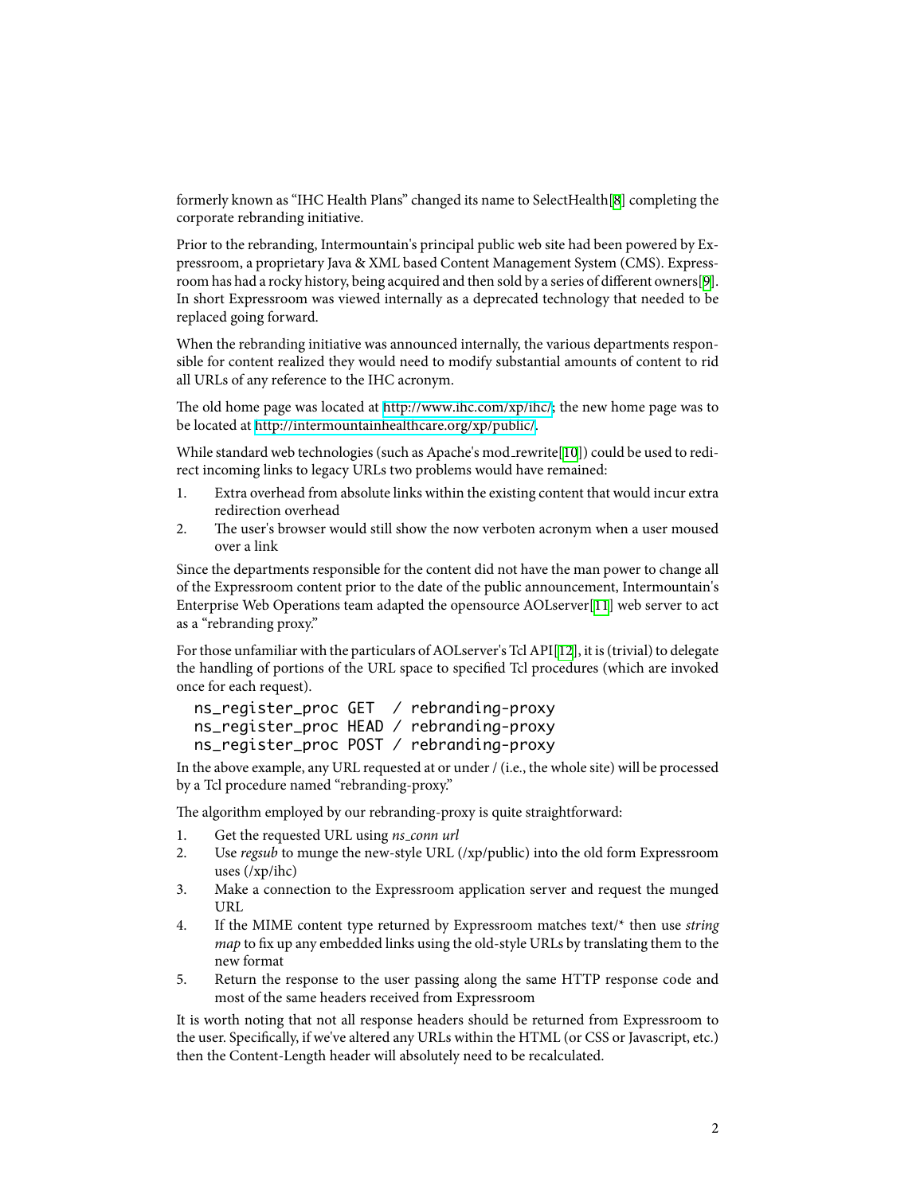formerly known as "IHC Health Plans" changed its name to SelectHealth[8] completing the corporate rebranding initiative.

Prior to the rebranding, Intermountain's principal public web site had been powered by Expressroom, a proprietary Java & XML based Content Management System (CMS). Expressroom has had a rocky history, being acquired and then sold by a series of different owners[9]. In short Expressroom was viewed internally as a deprecated technology that needed to be replaced going forward.

When the rebranding initiative was announced internally, the various departments responsible for content realized they would need to modify substantial amounts of content to rid all URLs of any reference to the IHC acronym.

The old home page was located at http://www.ihc.com/xp/ihc/; the new home page was to be located at http://intermountainhealthcare.org/xp/public/.

While standard web technologies (such as Apache's mod_rewrite[10]) could be used to redirect incoming links to legacy URLs two problems would have remained:

1. Extra overhead from absolute links within the existing content that would incur extra redirection overhead
2. The user's browser would still show the now verboten acronym when a user moused over a link

Since the departments responsible for the content did not have the man power to change all of the Expressroom content prior to the date of the public announcement, Intermountain's Enterprise Web Operations team adapted the opensource AOLserver[11] web server to act as a "rebranding proxy."

For those unfamiliar with the particulars of AOLserver's Tcl API[12], it is (trivial) to delegate the handling of portions of the URL space to specified Tcl procedures (which are invoked once for each request).

```
ns_register_proc GET  / rebranding-proxy
ns_register_proc HEAD / rebranding-proxy
ns_register_proc POST / rebranding-proxy
```

In the above example, any URL requested at or under / (i.e., the whole site) will be processed by a Tcl procedure named "rebranding-proxy."

The algorithm employed by our rebranding-proxy is quite straightforward:

1. Get the requested URL using *ns_conn url*
2. Use *regsub* to munge the new-style URL (/xp/public) into the old form Expressroom uses (/xp/ihc)
3. Make a connection to the Expressroom application server and request the munged URL
4. If the MIME content type returned by Expressroom matches text/* then use *string map* to fix up any embedded links using the old-style URLs by translating them to the new format
5. Return the response to the user passing along the same HTTP response code and most of the same headers received from Expressroom

It is worth noting that not all response headers should be returned from Expressroom to the user. Specifically, if we've altered any URLs within the HTML (or CSS or Javascript, etc.) then the Content-Length header will absolutely need to be recalculated.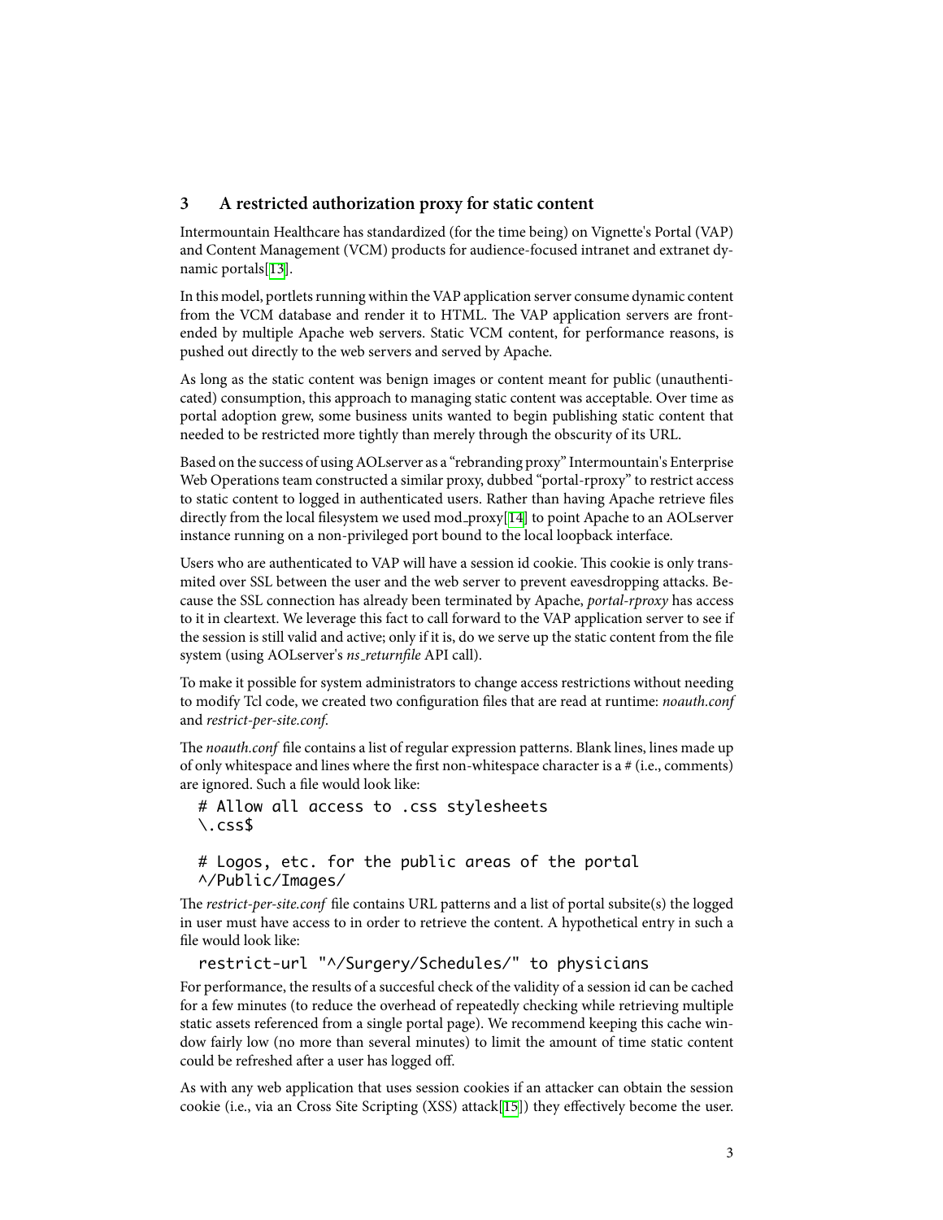## 3 A restricted authorization proxy for static content

Intermountain Healthcare has standardized (for the time being) on Vignette's Portal (VAP) and Content Management (VCM) products for audience-focused intranet and extranet dynamic portals[13].

In this model, portlets running within the VAP application server consume dynamic content from the VCM database and render it to HTML. The VAP application servers are front-ended by multiple Apache web servers. Static VCM content, for performance reasons, is pushed out directly to the web servers and served by Apache.

As long as the static content was benign images or content meant for public (unauthenticated) consumption, this approach to managing static content was acceptable. Over time as portal adoption grew, some business units wanted to begin publishing static content that needed to be restricted more tightly than merely through the obscurity of its URL.

Based on the success of using AOLserver as a "rebranding proxy" Intermountain's Enterprise Web Operations team constructed a similar proxy, dubbed "portal-rproxy" to restrict access to static content to logged in authenticated users. Rather than having Apache retrieve files directly from the local filesystem we used mod_proxy[14] to point Apache to an AOLserver instance running on a non-privileged port bound to the local loopback interface.

Users who are authenticated to VAP will have a session id cookie. This cookie is only transmited over SSL between the user and the web server to prevent eavesdropping attacks. Because the SSL connection has already been terminated by Apache, *portal-rproxy* has access to it in cleartext. We leverage this fact to call forward to the VAP application server to see if the session is still valid and active; only if it is, do we serve up the static content from the file system (using AOLserver's *ns_returnfile* API call).

To make it possible for system administrators to change access restrictions without needing to modify Tcl code, we created two configuration files that are read at runtime: *noauth.conf* and *restrict-per-site.conf*.

The *noauth.conf* file contains a list of regular expression patterns. Blank lines, lines made up of only whitespace and lines where the first non-whitespace character is a # (i.e., comments) are ignored. Such a file would look like:

```
# Allow all access to .css stylesheets
\.css$

# Logos, etc. for the public areas of the portal
^/Public/Images/
```

The *restrict-per-site.conf* file contains URL patterns and a list of portal subsite(s) the logged in user must have access to in order to retrieve the content. A hypothetical entry in such a file would look like:

```
restrict-url "^/Surgery/Schedules/" to physicians
```

For performance, the results of a succesful check of the validity of a session id can be cached for a few minutes (to reduce the overhead of repeatedly checking while retrieving multiple static assets referenced from a single portal page). We recommend keeping this cache window fairly low (no more than several minutes) to limit the amount of time static content could be refreshed after a user has logged off.

As with any web application that uses session cookies if an attacker can obtain the session cookie (i.e., via an Cross Site Scripting (XSS) attack[15]) they effectively become the user.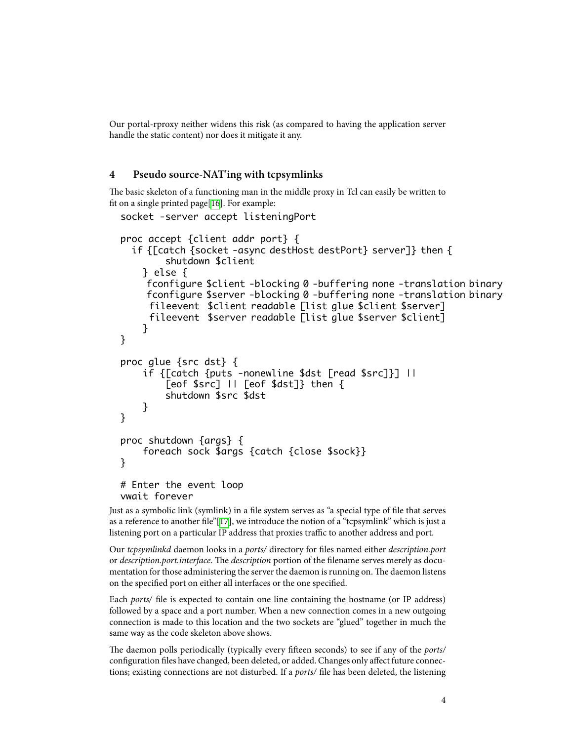Our portal-rproxy neither widens this risk (as compared to having the application server handle the static content) nor does it mitigate it any.

## 4 Pseudo source-NAT'ing with tcpsymlinks

The basic skeleton of a functioning man in the middle proxy in Tcl can easily be written to fit on a single printed page[16]. For example:

```
socket -server accept listeningPort

proc accept {client addr port} {
  if {[catch {socket -async destHost destPort} server]} then {
        shutdown $client
    } else {
     fconfigure $client -blocking 0 -buffering none -translation binary
     fconfigure $server -blocking 0 -buffering none -translation binary
      fileevent  $client readable [list glue $client $server]
      fileevent  $server readable [list glue $server $client]
    }
}

proc glue {src dst} {
    if {[catch {puts -nonewline $dst [read $src]}] ||
        [eof $src] || [eof $dst]} then {
        shutdown $src $dst
    }
}

proc shutdown {args} {
    foreach sock $args {catch {close $sock}}
}

# Enter the event loop
vwait forever
```

Just as a symbolic link (symlink) in a file system serves as "a special type of file that serves as a reference to another file"[17], we introduce the notion of a "tcpsymlink" which is just a listening port on a particular IP address that proxies traffic to another address and port.

Our *tcpsymlinkd* daemon looks in a *ports/* directory for files named either *description.port* or *description.port.interface*. The *description* portion of the filename serves merely as documentation for those administering the server the daemon is running on. The daemon listens on the specified port on either all interfaces or the one specified.

Each *ports/* file is expected to contain one line containing the hostname (or IP address) followed by a space and a port number. When a new connection comes in a new outgoing connection is made to this location and the two sockets are "glued" together in much the same way as the code skeleton above shows.

The daemon polls periodically (typically every fifteen seconds) to see if any of the *ports/* configuration files have changed, been deleted, or added. Changes only affect future connections; existing connections are not disturbed. If a *ports/* file has been deleted, the listening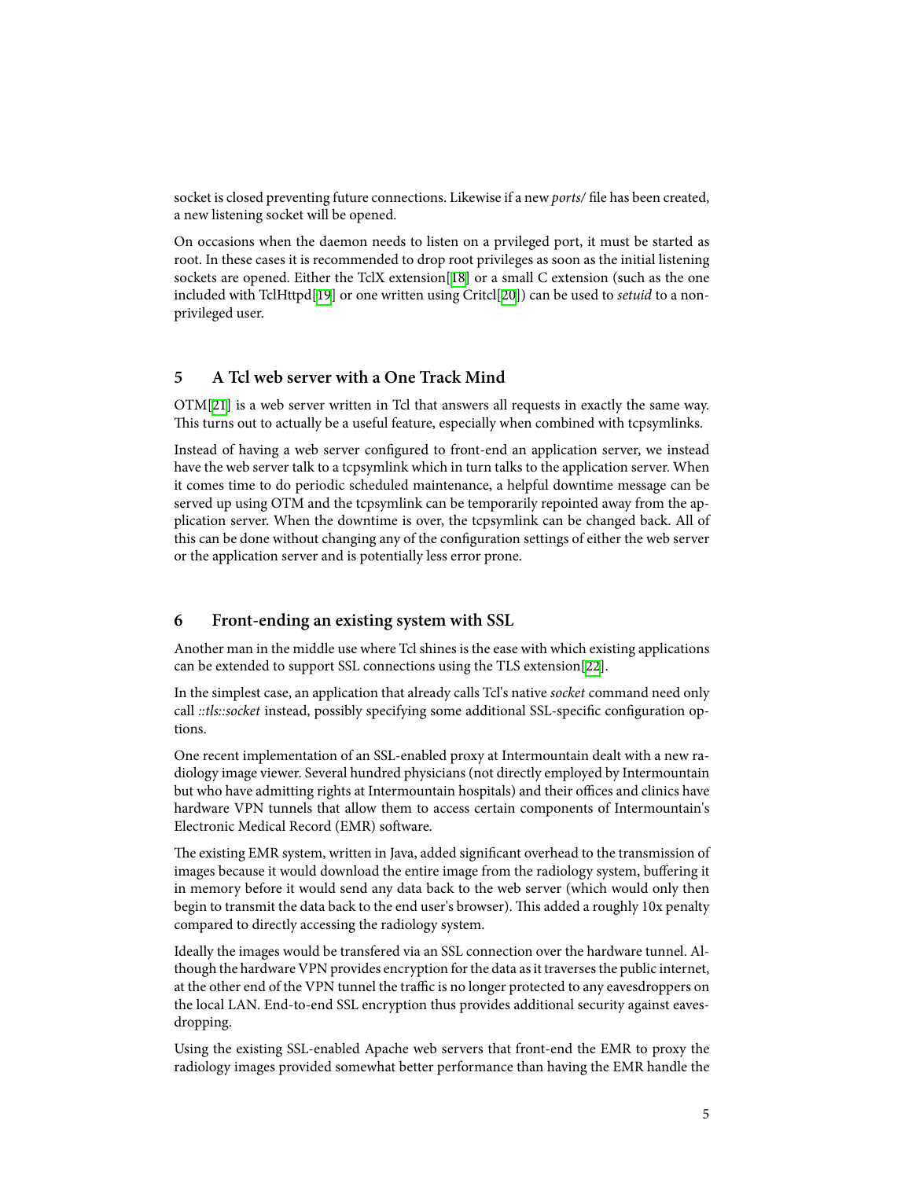socket is closed preventing future connections. Likewise if a new *ports/* file has been created, a new listening socket will be opened.

On occasions when the daemon needs to listen on a prvileged port, it must be started as root. In these cases it is recommended to drop root privileges as soon as the initial listening sockets are opened. Either the TclX extension[18] or a small C extension (such as the one included with TclHttpd[19] or one written using Critcl[20]) can be used to *setuid* to a non-privileged user.

## 5 A Tcl web server with a One Track Mind

OTM[21] is a web server written in Tcl that answers all requests in exactly the same way. This turns out to actually be a useful feature, especially when combined with tcpsymlinks.

Instead of having a web server configured to front-end an application server, we instead have the web server talk to a tcpsymlink which in turn talks to the application server. When it comes time to do periodic scheduled maintenance, a helpful downtime message can be served up using OTM and the tcpsymlink can be temporarily repointed away from the application server. When the downtime is over, the tcpsymlink can be changed back. All of this can be done without changing any of the configuration settings of either the web server or the application server and is potentially less error prone.

## 6 Front-ending an existing system with SSL

Another man in the middle use where Tcl shines is the ease with which existing applications can be extended to support SSL connections using the TLS extension[22].

In the simplest case, an application that already calls Tcl's native *socket* command need only call *::tls::socket* instead, possibly specifying some additional SSL-specific configuration options.

One recent implementation of an SSL-enabled proxy at Intermountain dealt with a new radiology image viewer. Several hundred physicians (not directly employed by Intermountain but who have admitting rights at Intermountain hospitals) and their offices and clinics have hardware VPN tunnels that allow them to access certain components of Intermountain's Electronic Medical Record (EMR) software.

The existing EMR system, written in Java, added significant overhead to the transmission of images because it would download the entire image from the radiology system, buffering it in memory before it would send any data back to the web server (which would only then begin to transmit the data back to the end user's browser). This added a roughly 10x penalty compared to directly accessing the radiology system.

Ideally the images would be transfered via an SSL connection over the hardware tunnel. Although the hardware VPN provides encryption for the data as it traverses the public internet, at the other end of the VPN tunnel the traffic is no longer protected to any eavesdroppers on the local LAN. End-to-end SSL encryption thus provides additional security against eavesdropping.

Using the existing SSL-enabled Apache web servers that front-end the EMR to proxy the radiology images provided somewhat better performance than having the EMR handle the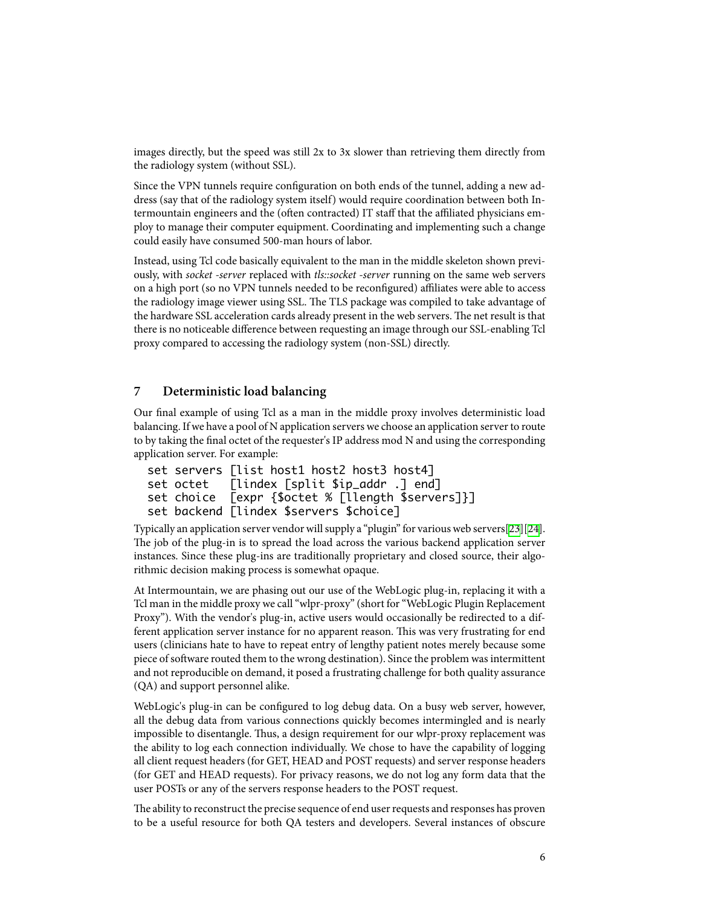images directly, but the speed was still 2x to 3x slower than retrieving them directly from the radiology system (without SSL).

Since the VPN tunnels require configuration on both ends of the tunnel, adding a new address (say that of the radiology system itself) would require coordination between both Intermountain engineers and the (often contracted) IT staff that the affiliated physicians employ to manage their computer equipment. Coordinating and implementing such a change could easily have consumed 500-man hours of labor.

Instead, using Tcl code basically equivalent to the man in the middle skeleton shown previously, with *socket -server* replaced with *tls::socket -server* running on the same web servers on a high port (so no VPN tunnels needed to be reconfigured) affiliates were able to access the radiology image viewer using SSL. The TLS package was compiled to take advantage of the hardware SSL acceleration cards already present in the web servers. The net result is that there is no noticeable difference between requesting an image through our SSL-enabling Tcl proxy compared to accessing the radiology system (non-SSL) directly.

## 7 Deterministic load balancing

Our final example of using Tcl as a man in the middle proxy involves deterministic load balancing. If we have a pool of N application servers we choose an application server to route to by taking the final octet of the requester's IP address mod N and using the corresponding application server. For example:

```
set servers [list host1 host2 host3 host4]
set octet   [lindex [split $ip_addr .] end]
set choice  [expr {$octet % [llength $servers]}]
set backend [lindex $servers $choice]
```

Typically an application server vendor will supply a "plugin" for various web servers[23][24]. The job of the plug-in is to spread the load across the various backend application server instances. Since these plug-ins are traditionally proprietary and closed source, their algorithmic decision making process is somewhat opaque.

At Intermountain, we are phasing out our use of the WebLogic plug-in, replacing it with a Tcl man in the middle proxy we call "wlpr-proxy" (short for "WebLogic Plugin Replacement Proxy"). With the vendor's plug-in, active users would occasionally be redirected to a different application server instance for no apparent reason. This was very frustrating for end users (clinicians hate to have to repeat entry of lengthy patient notes merely because some piece of software routed them to the wrong destination). Since the problem was intermittent and not reproducible on demand, it posed a frustrating challenge for both quality assurance (QA) and support personnel alike.

WebLogic's plug-in can be configured to log debug data. On a busy web server, however, all the debug data from various connections quickly becomes intermingled and is nearly impossible to disentangle. Thus, a design requirement for our wlpr-proxy replacement was the ability to log each connection individually. We chose to have the capability of logging all client request headers (for GET, HEAD and POST requests) and server response headers (for GET and HEAD requests). For privacy reasons, we do not log any form data that the user POSTs or any of the servers response headers to the POST request.

The ability to reconstruct the precise sequence of end user requests and responses has proven to be a useful resource for both QA testers and developers. Several instances of obscure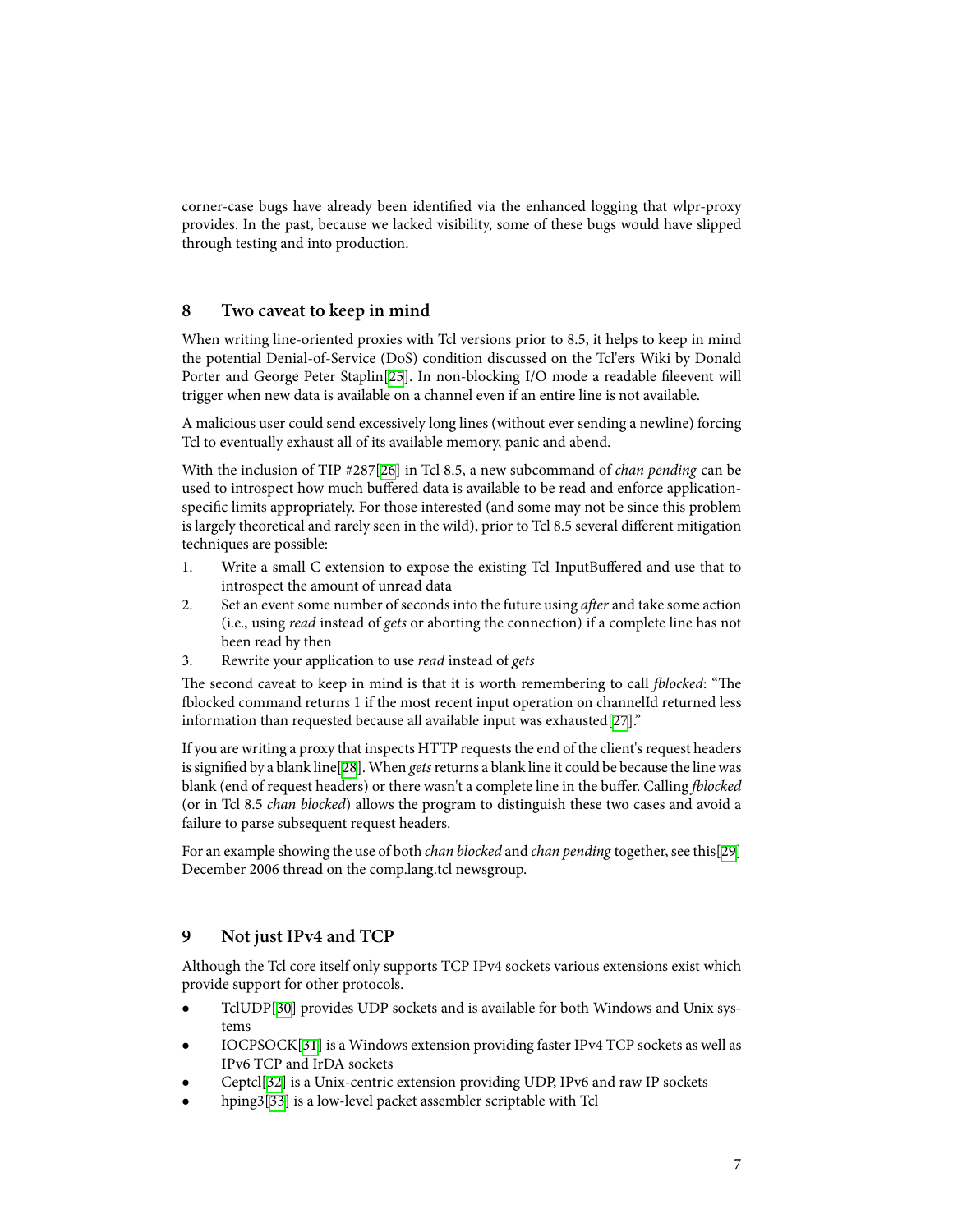corner-case bugs have already been identified via the enhanced logging that wlpr-proxy provides. In the past, because we lacked visibility, some of these bugs would have slipped through testing and into production.

## 8 Two caveat to keep in mind

When writing line-oriented proxies with Tcl versions prior to 8.5, it helps to keep in mind the potential Denial-of-Service (DoS) condition discussed on the Tcl'ers Wiki by Donald Porter and George Peter Staplin[25]. In non-blocking I/O mode a readable fileevent will trigger when new data is available on a channel even if an entire line is not available.

A malicious user could send excessively long lines (without ever sending a newline) forcing Tcl to eventually exhaust all of its available memory, panic and abend.

With the inclusion of TIP #287[26] in Tcl 8.5, a new subcommand of *chan pending* can be used to introspect how much buffered data is available to be read and enforce application-specific limits appropriately. For those interested (and some may not be since this problem is largely theoretical and rarely seen in the wild), prior to Tcl 8.5 several different mitigation techniques are possible:

1. Write a small C extension to expose the existing Tcl_InputBuffered and use that to introspect the amount of unread data
2. Set an event some number of seconds into the future using *after* and take some action (i.e., using *read* instead of *gets* or aborting the connection) if a complete line has not been read by then
3. Rewrite your application to use *read* instead of *gets*

The second caveat to keep in mind is that it is worth remembering to call *fblocked*: "The fblocked command returns 1 if the most recent input operation on channelId returned less information than requested because all available input was exhausted[27]."

If you are writing a proxy that inspects HTTP requests the end of the client's request headers is signified by a blank line[28]. When *gets* returns a blank line it could be because the line was blank (end of request headers) or there wasn't a complete line in the buffer. Calling *fblocked* (or in Tcl 8.5 *chan blocked*) allows the program to distinguish these two cases and avoid a failure to parse subsequent request headers.

For an example showing the use of both *chan blocked* and *chan pending* together, see this[29] December 2006 thread on the comp.lang.tcl newsgroup.

## 9 Not just IPv4 and TCP

Although the Tcl core itself only supports TCP IPv4 sockets various extensions exist which provide support for other protocols.

- TclUDP[30] provides UDP sockets and is available for both Windows and Unix systems
- IOCPSOCK[31] is a Windows extension providing faster IPv4 TCP sockets as well as IPv6 TCP and IrDA sockets
- Ceptcl[32] is a Unix-centric extension providing UDP, IPv6 and raw IP sockets
- hping3[33] is a low-level packet assembler scriptable with Tcl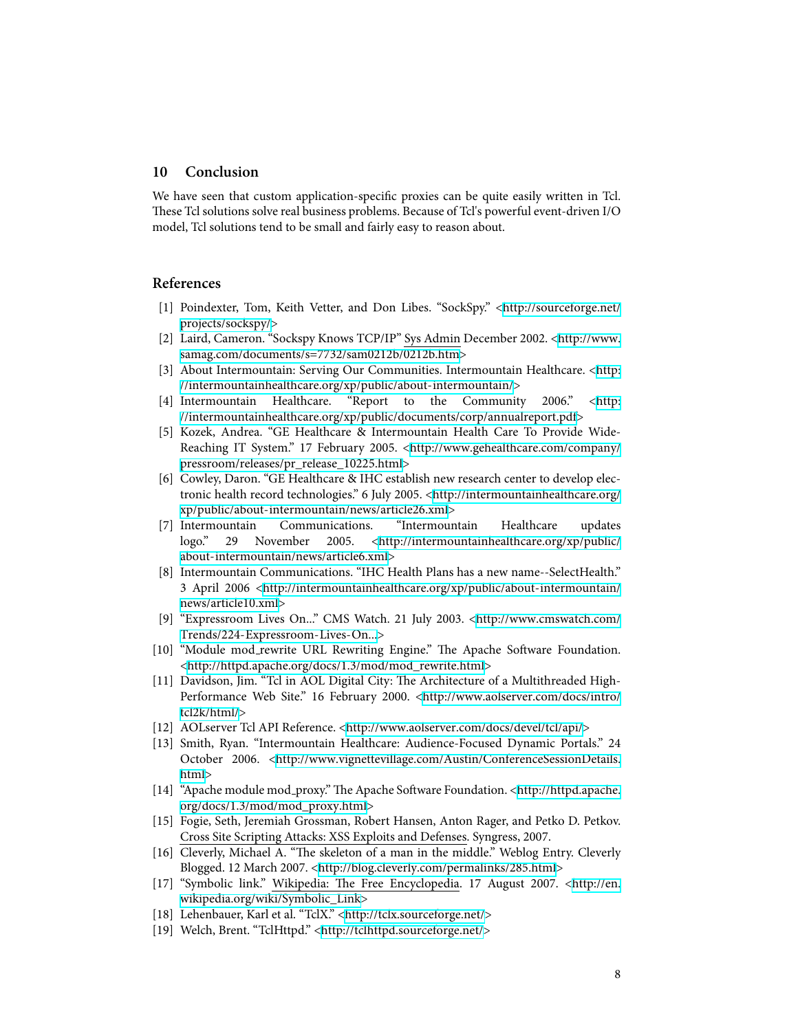## 10 Conclusion

We have seen that custom application-specific proxies can be quite easily written in Tcl. These Tcl solutions solve real business problems. Because of Tcl's powerful event-driven I/O model, Tcl solutions tend to be small and fairly easy to reason about.

## References

[1] Poindexter, Tom, Keith Vetter, and Don Libes. "SockSpy." <http://sourceforge.net/projects/sockspy/>

[2] Laird, Cameron. "Sockspy Knows TCP/IP" Sys Admin December 2002. <http://www.samag.com/documents/s=7732/sam0212b/0212b.htm>

[3] About Intermountain: Serving Our Communities. Intermountain Healthcare. <http://intermountainhealthcare.org/xp/public/about-intermountain/>

[4] Intermountain Healthcare. "Report to the Community 2006." <http://intermountainhealthcare.org/xp/public/documents/corp/annualreport.pdf>

[5] Kozek, Andrea. "GE Healthcare & Intermountain Health Care To Provide Wide-Reaching IT System." 17 February 2005. <http://www.gehealthcare.com/company/pressroom/releases/pr_release_10225.html>

[6] Cowley, Daron. "GE Healthcare & IHC establish new research center to develop electronic health record technologies." 6 July 2005. <http://intermountainhealthcare.org/xp/public/about-intermountain/news/article26.xml>

[7] Intermountain Communications. "Intermountain Healthcare updates logo." 29 November 2005. <http://intermountainhealthcare.org/xp/public/about-intermountain/news/article6.xml>

[8] Intermountain Communications. "IHC Health Plans has a new name--SelectHealth." 3 April 2006 <http://intermountainhealthcare.org/xp/public/about-intermountain/news/article10.xml>

[9] "Expressroom Lives On..." CMS Watch. 21 July 2003. <http://www.cmswatch.com/Trends/224-Expressroom-Lives-On...>

[10] "Module mod_rewrite URL Rewriting Engine." The Apache Software Foundation. <http://httpd.apache.org/docs/1.3/mod/mod_rewrite.html>

[11] Davidson, Jim. "Tcl in AOL Digital City: The Architecture of a Multithreaded High-Performance Web Site." 16 February 2000. <http://www.aolserver.com/docs/intro/tcl2k/html/>

[12] AOLserver Tcl API Reference. <http://www.aolserver.com/docs/devel/tcl/api/>

[13] Smith, Ryan. "Intermountain Healthcare: Audience-Focused Dynamic Portals." 24 October 2006. <http://www.vignettevillage.com/Austin/ConferenceSessionDetails.html>

[14] "Apache module mod_proxy." The Apache Software Foundation. <http://httpd.apache.org/docs/1.3/mod/mod_proxy.html>

[15] Fogie, Seth, Jeremiah Grossman, Robert Hansen, Anton Rager, and Petko D. Petkov. Cross Site Scripting Attacks: XSS Exploits and Defenses. Syngress, 2007.

[16] Cleverly, Michael A. "The skeleton of a man in the middle." Weblog Entry. Cleverly Blogged. 12 March 2007. <http://blog.cleverly.com/permalinks/285.html>

[17] "Symbolic link." Wikipedia: The Free Encyclopedia. 17 August 2007. <http://en.wikipedia.org/wiki/Symbolic_Link>

[18] Lehenbauer, Karl et al. "TclX." <http://tclx.sourceforge.net/>

[19] Welch, Brent. "TclHttpd." <http://tclhttpd.sourceforge.net/>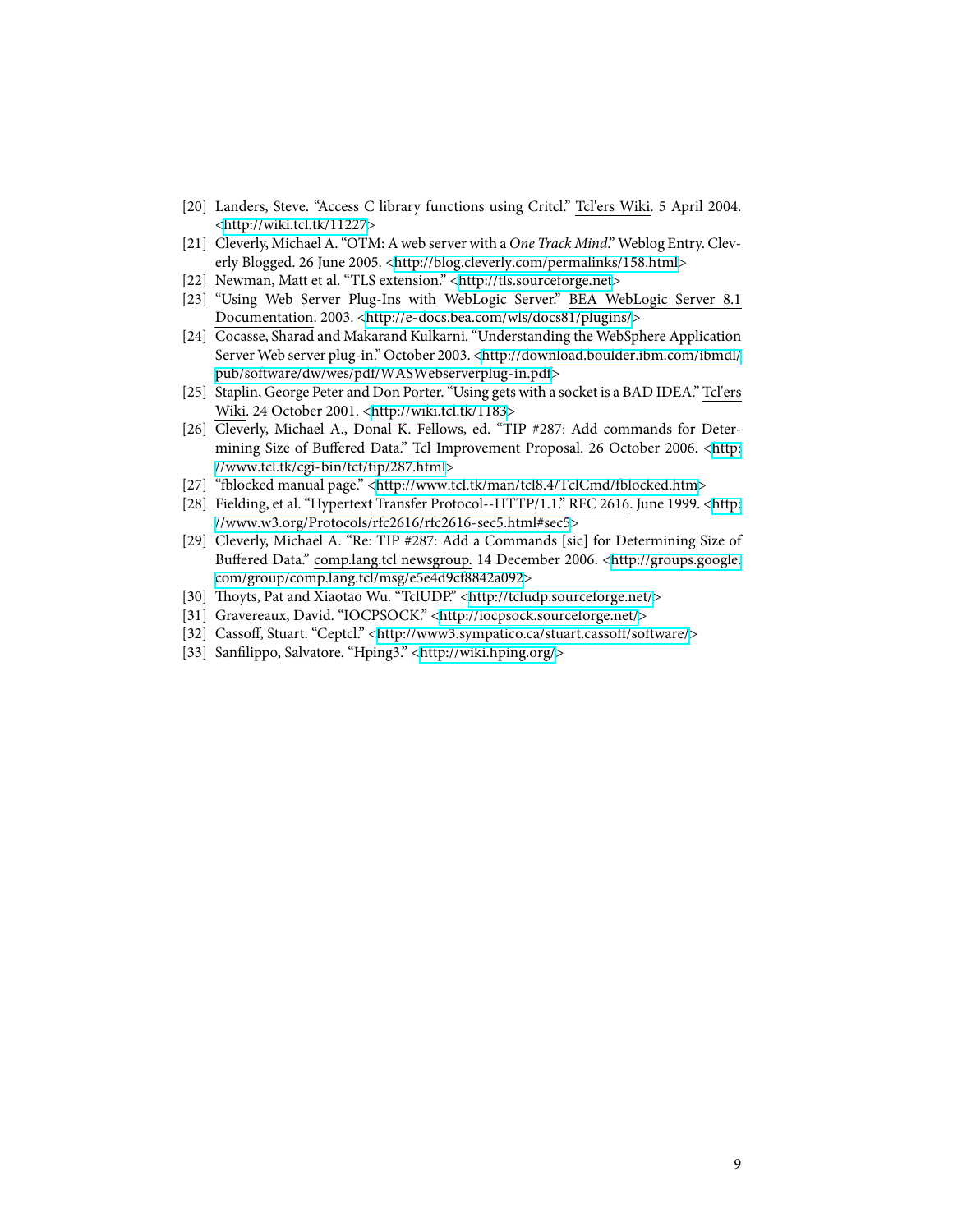[20] Landers, Steve. "Access C library functions using Critcl." Tcl'ers Wiki. 5 April 2004. <http://wiki.tcl.tk/11227>

[21] Cleverly, Michael A. "OTM: A web server with a *One Track Mind*." Weblog Entry. Cleverly Blogged. 26 June 2005. <http://blog.cleverly.com/permalinks/158.html>

[22] Newman, Matt et al. "TLS extension." <http://tls.sourceforge.net>

[23] "Using Web Server Plug-Ins with WebLogic Server." BEA WebLogic Server 8.1 Documentation. 2003. <http://e-docs.bea.com/wls/docs81/plugins/>

[24] Cocasse, Sharad and Makarand Kulkarni. "Understanding the WebSphere Application Server Web server plug-in." October 2003. <http://download.boulder.ibm.com/ibmdl/pub/software/dw/wes/pdf/WASWebserverplug-in.pdf>

[25] Staplin, George Peter and Don Porter. "Using gets with a socket is a BAD IDEA." Tcl'ers Wiki. 24 October 2001. <http://wiki.tcl.tk/1183>

[26] Cleverly, Michael A., Donal K. Fellows, ed. "TIP #287: Add commands for Determining Size of Buffered Data." Tcl Improvement Proposal. 26 October 2006. <http://www.tcl.tk/cgi-bin/tct/tip/287.html>

[27] "fblocked manual page." <http://www.tcl.tk/man/tcl8.4/TclCmd/fblocked.htm>

[28] Fielding, et al. "Hypertext Transfer Protocol--HTTP/1.1." RFC 2616. June 1999. <http://www.w3.org/Protocols/rfc2616/rfc2616-sec5.html#sec5>

[29] Cleverly, Michael A. "Re: TIP #287: Add a Commands [sic] for Determining Size of Buffered Data." comp.lang.tcl newsgroup. 14 December 2006. <http://groups.google.com/group/comp.lang.tcl/msg/e5e4d9cf8842a092>

[30] Thoyts, Pat and Xiaotao Wu. "TclUDP." <http://tcludp.sourceforge.net/>

[31] Gravereaux, David. "IOCPSOCK." <http://iocpsock.sourceforge.net/>

[32] Cassoff, Stuart. "Ceptcl." <http://www3.sympatico.ca/stuart.cassoff/software/>

[33] Sanfilippo, Salvatore. "Hping3." <http://wiki.hping.org/>